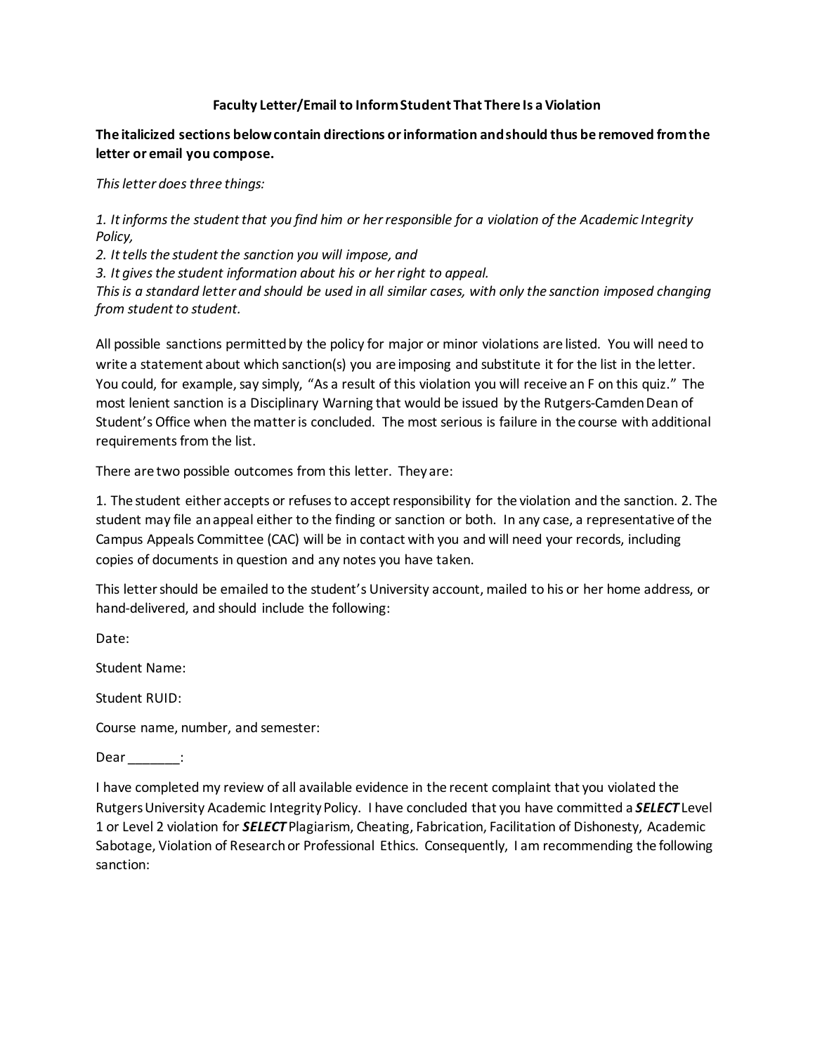**Faculty Letter/Email to Inform Student That There Is a Violation**

**The italicized sections below contain directions or information and should thus be removed from the letter or email you compose.**

*This letter does three things:*

*1. It informs the student that you find him or her responsible for a violation of the Academic Integrity Policy,*
*2. It tells the student the sanction you will impose, and*
*3. It gives the student information about his or her right to appeal.*
*This is a standard letter and should be used in all similar cases, with only the sanction imposed changing from student to student.*

All possible sanctions permitted by the policy for major or minor violations are listed. You will need to write a statement about which sanction(s) you are imposing and substitute it for the list in the letter. You could, for example, say simply, "As a result of this violation you will receive an F on this quiz." The most lenient sanction is a Disciplinary Warning that would be issued by the Rutgers-Camden Dean of Student's Office when the matter is concluded. The most serious is failure in the course with additional requirements from the list.

There are two possible outcomes from this letter. They are:

1. The student either accepts or refuses to accept responsibility for the violation and the sanction. 2. The student may file an appeal either to the finding or sanction or both. In any case, a representative of the Campus Appeals Committee (CAC) will be in contact with you and will need your records, including copies of documents in question and any notes you have taken.

This letter should be emailed to the student's University account, mailed to his or her home address, or hand-delivered, and should include the following:

Date:

Student Name:

Student RUID:

Course name, number, and semester:

Dear _______:

I have completed my review of all available evidence in the recent complaint that you violated the Rutgers University Academic Integrity Policy. I have concluded that you have committed a ***SELECT*** Level 1 or Level 2 violation for ***SELECT*** Plagiarism, Cheating, Fabrication, Facilitation of Dishonesty, Academic Sabotage, Violation of Research or Professional Ethics. Consequently, I am recommending the following sanction: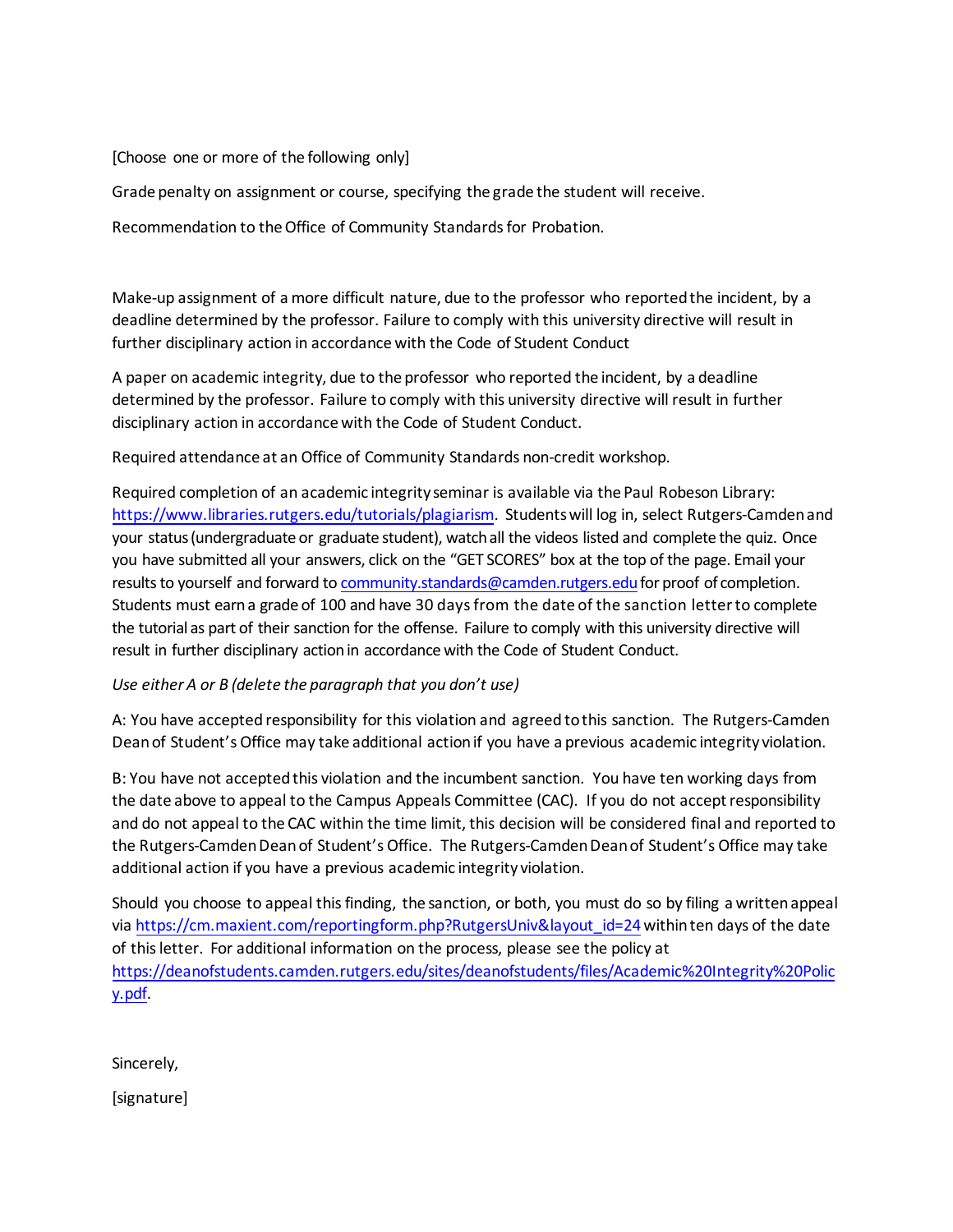[Choose one or more of the following only]

Grade penalty on assignment or course, specifying the grade the student will receive.

Recommendation to the Office of Community Standards for Probation.

Make-up assignment of a more difficult nature, due to the professor who reported the incident, by a deadline determined by the professor. Failure to comply with this university directive will result in further disciplinary action in accordance with the Code of Student Conduct

A paper on academic integrity, due to the professor who reported the incident, by a deadline determined by the professor. Failure to comply with this university directive will result in further disciplinary action in accordance with the Code of Student Conduct.

Required attendance at an Office of Community Standards non-credit workshop.

Required completion of an academic integrity seminar is available via the Paul Robeson Library: [https://www.libraries.rutgers.edu/tutorials/plagiarism](https://www.libraries.rutgers.edu/tutorials/plagiarism). Students will log in, select Rutgers-Camden and your status (undergraduate or graduate student), watch all the videos listed and complete the quiz. Once you have submitted all your answers, click on the "GET SCORES" box at the top of the page. Email your results to yourself and forward to [community.standards@camden.rutgers.edu](mailto:community.standards@camden.rutgers.edu) for proof of completion. Students must earn a grade of 100 and have 30 days from the date of the sanction letter to complete the tutorial as part of their sanction for the offense. Failure to comply with this university directive will result in further disciplinary action in accordance with the Code of Student Conduct.

*Use either A or B (delete the paragraph that you don't use)*

A: You have accepted responsibility for this violation and agreed to this sanction. The Rutgers-Camden Dean of Student's Office may take additional action if you have a previous academic integrity violation.

B: You have not accepted this violation and the incumbent sanction. You have ten working days from the date above to appeal to the Campus Appeals Committee (CAC). If you do not accept responsibility and do not appeal to the CAC within the time limit, this decision will be considered final and reported to the Rutgers-Camden Dean of Student's Office. The Rutgers-Camden Dean of Student's Office may take additional action if you have a previous academic integrity violation.

Should you choose to appeal this finding, the sanction, or both, you must do so by filing a written appeal via [https://cm.maxient.com/reportingform.php?RutgersUniv&layout_id=24](https://cm.maxient.com/reportingform.php?RutgersUniv&layout_id=24) within ten days of the date of this letter. For additional information on the process, please see the policy at [https://deanofstudents.camden.rutgers.edu/sites/deanofstudents/files/Academic%20Integrity%20Policy.pdf](https://deanofstudents.camden.rutgers.edu/sites/deanofstudents/files/Academic%20Integrity%20Policy.pdf).

Sincerely,

[signature]